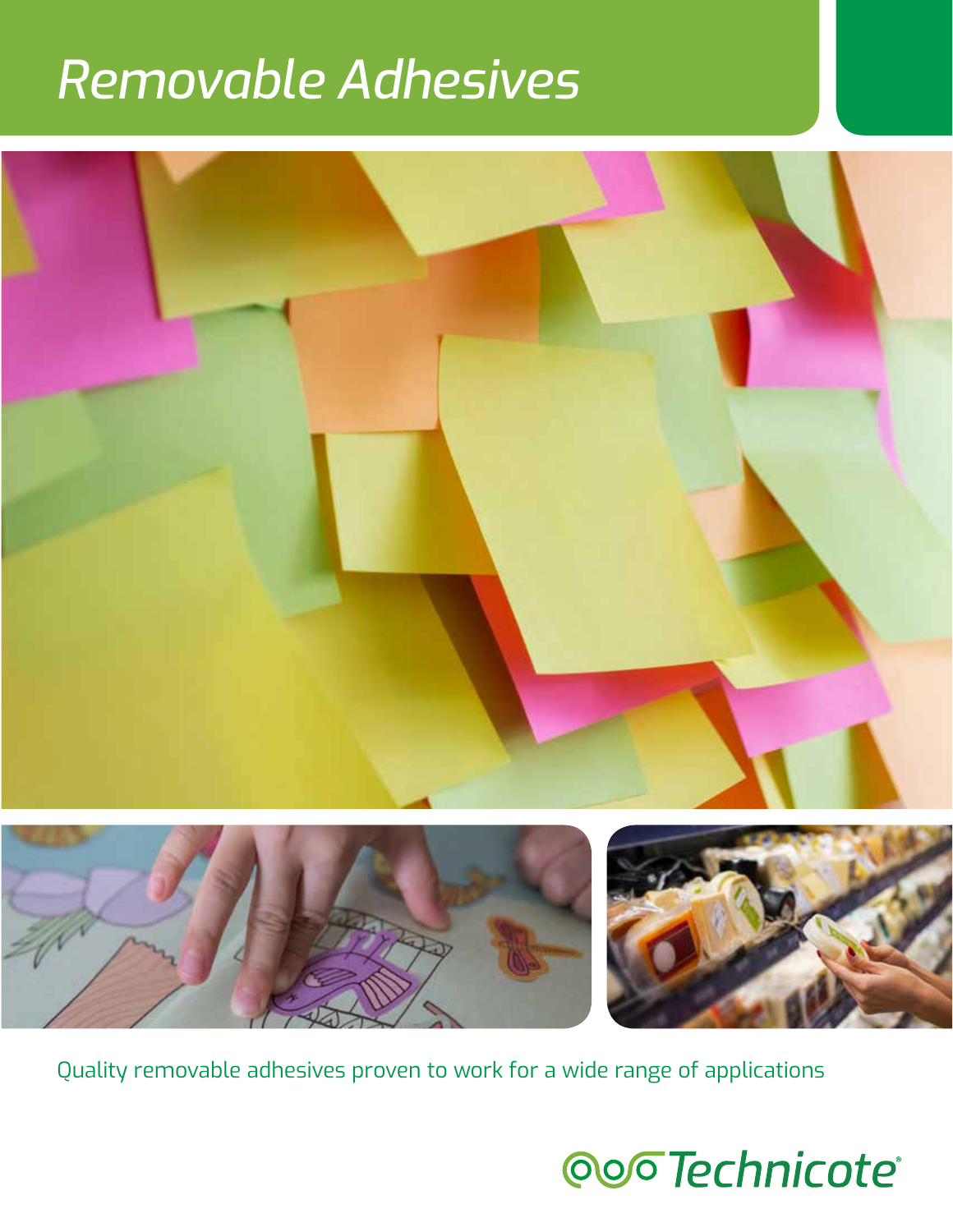# *Removable Adhesives*

Quality removable adhesives proven to work for a wide range of applications

Technicote®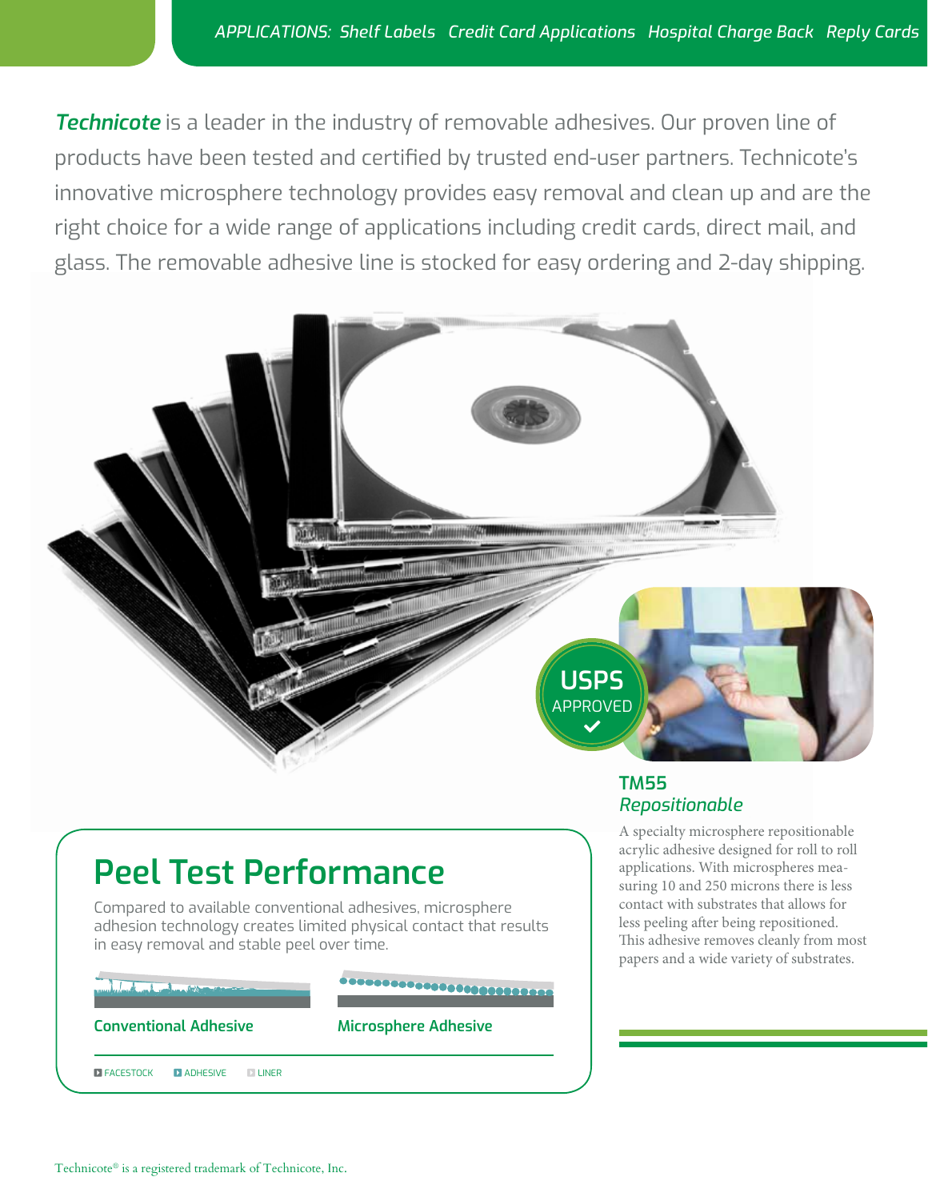*APPLICATIONS: Shelf Labels Credit Card Applications Hospital Charge Back Reply Cards*

***Technicote*** is a leader in the industry of removable adhesives. Our proven line of products have been tested and certified by trusted end-user partners. Technicote's innovative microsphere technology provides easy removal and clean up and are the right choice for a wide range of applications including credit cards, direct mail, and glass. The removable adhesive line is stocked for easy ordering and 2-day shipping.

USPS APPROVED

## TM55
*Repositionable*

A specialty microsphere repositionable acrylic adhesive designed for roll to roll applications. With microspheres measuring 10 and 250 microns there is less contact with substrates that allows for less peeling after being repositioned. This adhesive removes cleanly from most papers and a wide variety of substrates.

## Peel Test Performance

Compared to available conventional adhesives, microsphere adhesion technology creates limited physical contact that results in easy removal and stable peel over time.

**Conventional Adhesive**

**Microsphere Adhesive**

FACESTOCK ADHESIVE LINER

Technicote® is a registered trademark of Technicote, Inc.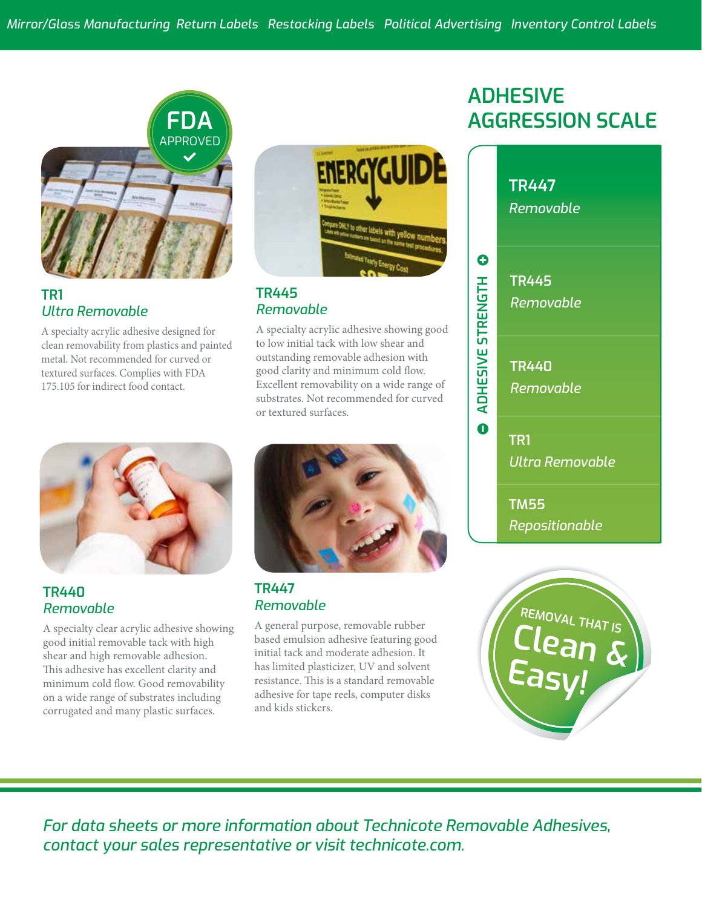*Mirror/Glass Manufacturing Return Labels Restocking Labels Political Advertising Inventory Control Labels*

FDA APPROVED

### TR1
*Ultra Removable*

A specialty acrylic adhesive designed for clean removability from plastics and painted metal. Not recommended for curved or textured surfaces. Complies with FDA 175.105 for indirect food contact.

### TR445
*Removable*

A specialty acrylic adhesive showing good to low initial tack with low shear and outstanding removable adhesion with good clarity and minimum cold flow. Excellent removability on a wide range of substrates. Not recommended for curved or textured surfaces.

### TR440
*Removable*

A specialty clear acrylic adhesive showing good initial removable tack with high shear and high removable adhesion. This adhesive has excellent clarity and minimum cold flow. Good removability on a wide range of substrates including corrugated and many plastic surfaces.

### TR447
*Removable*

A general purpose, removable rubber based emulsion adhesive featuring good initial tack and moderate adhesion. It has limited plasticizer, UV and solvent resistance. This is a standard removable adhesive for tape reels, computer disks and kids stickers.

## ADHESIVE AGGRESSION SCALE

ADHESIVE STRENGTH (+ to –)

| Product | Type |
|---|---|
| TR447 | *Removable* |
| TR445 | *Removable* |
| TR440 | *Removable* |
| TR1 | *Ultra Removable* |
| TM55 | *Repositionable* |

REMOVAL THAT IS Clean & Easy!

*For data sheets or more information about Technicote Removable Adhesives, contact your sales representative or visit technicote.com.*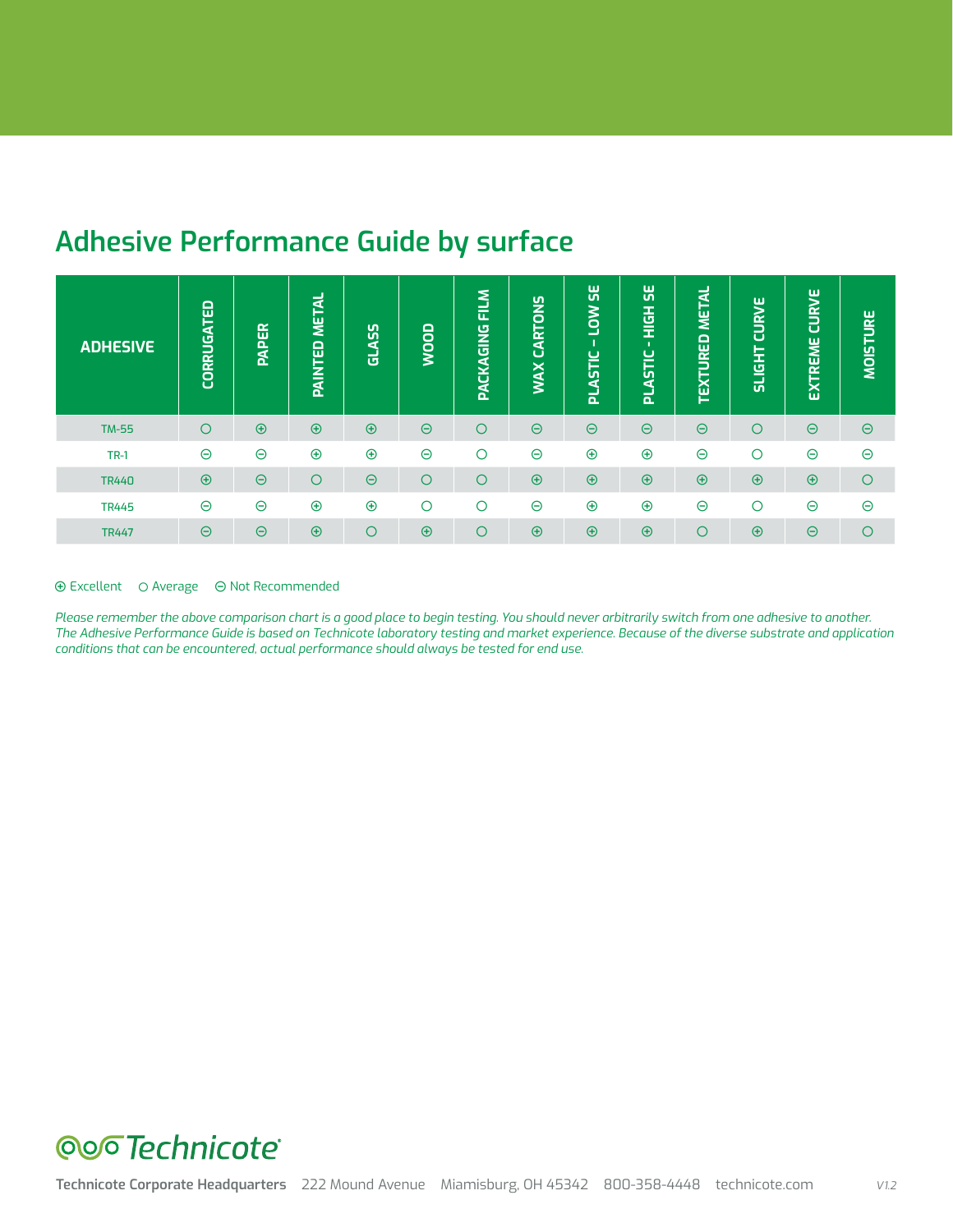## Adhesive Performance Guide by surface

| ADHESIVE | CORRUGATED | PAPER | PAINTED METAL | GLASS | WOOD | PACKAGING FILM | WAX CARTONS | PLASTIC – LOW SE | PLASTIC - HIGH SE | TEXTURED METAL | SLIGHT CURVE | EXTREME CURVE | MOISTURE |
|---|---|---|---|---|---|---|---|---|---|---|---|---|---|
| TM-55 | ○ | ⊕ | ⊕ | ⊕ | ⊖ | ○ | ⊖ | ⊖ | ⊖ | ⊖ | ○ | ⊖ | ⊖ |
| TR-1 | ⊖ | ⊖ | ⊕ | ⊕ | ⊖ | ○ | ⊖ | ⊕ | ⊕ | ⊖ | ○ | ⊖ | ⊖ |
| TR440 | ⊕ | ⊖ | ○ | ⊖ | ○ | ○ | ⊕ | ⊕ | ⊕ | ⊕ | ⊕ | ⊕ | ○ |
| TR445 | ⊖ | ⊖ | ⊕ | ⊕ | ○ | ○ | ⊖ | ⊕ | ⊕ | ⊖ | ○ | ⊖ | ⊖ |
| TR447 | ⊖ | ⊖ | ⊕ | ○ | ⊕ | ○ | ⊕ | ⊕ | ⊕ | ○ | ⊕ | ⊖ | ○ |

⊕ Excellent ○ Average ⊖ Not Recommended

*Please remember the above comparison chart is a good place to begin testing. You should never arbitrarily switch from one adhesive to another. The Adhesive Performance Guide is based on Technicote laboratory testing and market experience. Because of the diverse substrate and application conditions that can be encountered, actual performance should always be tested for end use.*

Technicote

**Technicote Corporate Headquarters** 222 Mound Avenue Miamisburg, OH 45342 800-358-4448 technicote.com

V1.2